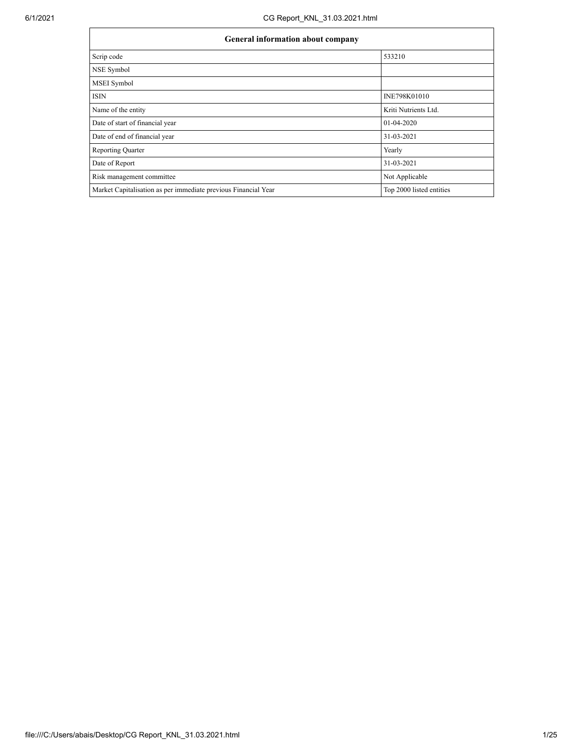| General information about company | |
|---|---|
| Scrip code | 533210 |
| NSE Symbol | |
| MSEI Symbol | |
| ISIN | INE798K01010 |
| Name of the entity | Kriti Nutrients Ltd. |
| Date of start of financial year | 01-04-2020 |
| Date of end of financial year | 31-03-2021 |
| Reporting Quarter | Yearly |
| Date of Report | 31-03-2021 |
| Risk management committee | Not Applicable |
| Market Capitalisation as per immediate previous Financial Year | Top 2000 listed entities |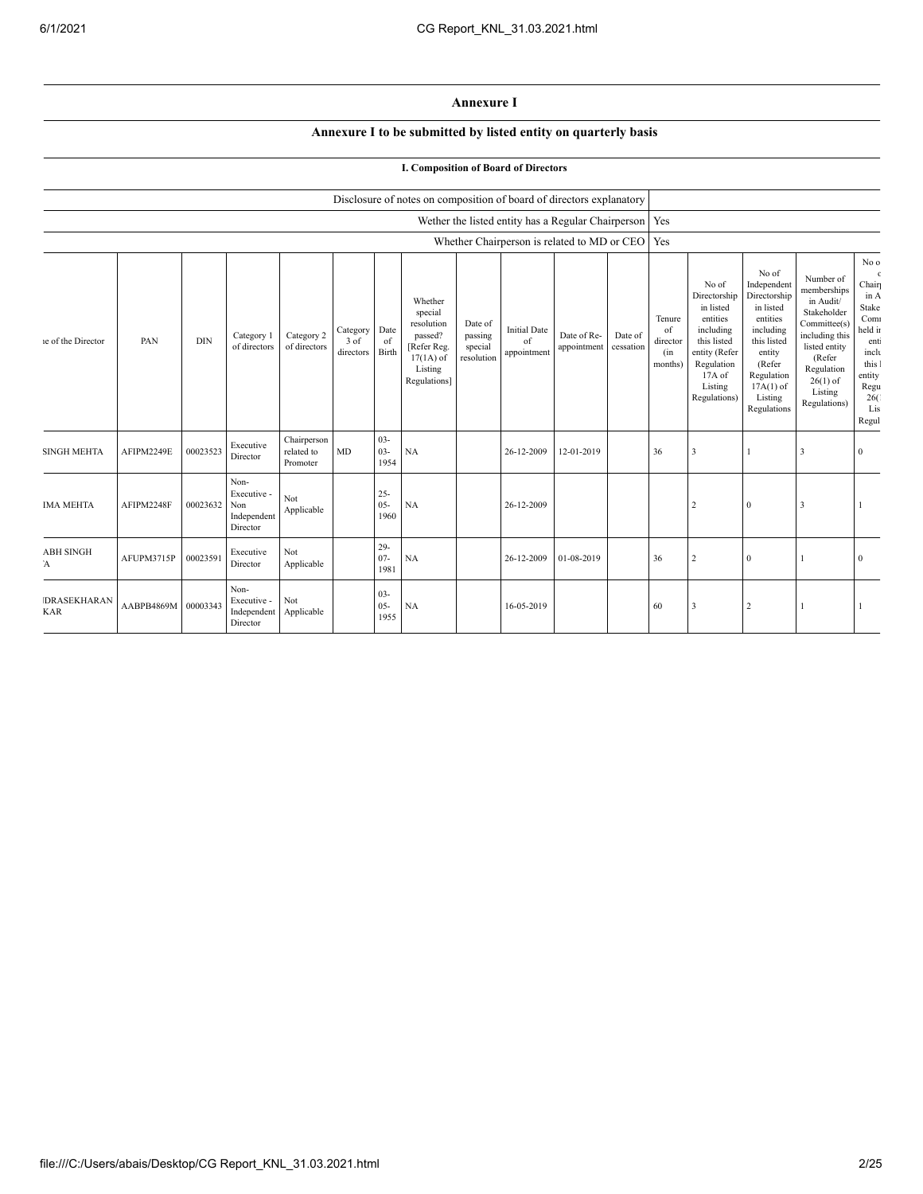# Annexure I

## Annexure I to be submitted by listed entity on quarterly basis

### I. Composition of Board of Directors

| Disclosure of notes on composition of board of directors explanatory | |
|---|---|
| Wether the listed entity has a Regular Chairperson | Yes |
| Whether Chairperson is related to MD or CEO | Yes |

| ne of the Director | PAN | DIN | Category 1 of directors | Category 2 of directors | Category 3 of directors | Date of Birth | Whether special resolution passed? [Refer Reg. 17(1A) of Listing Regulations] | Date of passing special resolution | Initial Date of appointment | Date of Re-appointment | Date of cessation | Tenure of director (in months) | No of Directorship in listed entities including this listed entity (Refer Regulation 17A of Listing Regulations) | No of Independent Directorship in listed entities including this listed entity (Refer Regulation 17A(1) of Listing Regulations | Number of memberships in Audit/ Stakeholder Committee(s) including this listed entity (Refer Regulation 26(1) of Listing Regulations) | No o c Chair in A Stake Com held ir enti inclu this l entity Regu 26( Lis Regul |
|---|---|---|---|---|---|---|---|---|---|---|---|---|---|---|---|---|
| SINGH MEHTA | AFIPM2249E | 00023523 | Executive Director | Chairperson related to Promoter | MD | 03-03-1954 | NA | | 26-12-2009 | 12-01-2019 | | 36 | 3 | 1 | 3 | 0 |
| IMA MEHTA | AFIPM2248F | 00023632 | Non-Executive - Non Independent Director | Not Applicable | | 25-05-1960 | NA | | 26-12-2009 | | | | 2 | 0 | 3 | 1 |
| ABH SINGH 'A | AFUPM3715P | 00023591 | Executive Director | Not Applicable | | 29-07-1981 | NA | | 26-12-2009 | 01-08-2019 | | 36 | 2 | 0 | 1 | 0 |
| IDRASEKHARAN KAR | AABPB4869M | 00003343 | Non-Executive - Independent Director | Not Applicable | | 03-05-1955 | NA | | 16-05-2019 | | | 60 | 3 | 2 | 1 | 1 |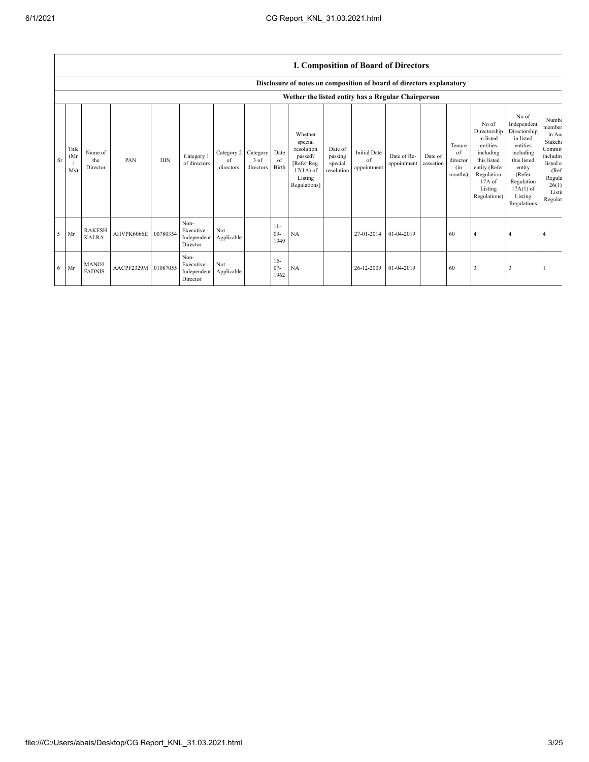## I. Composition of Board of Directors

### Disclosure of notes on composition of board of directors explanatory

### Wether the listed entity has a Regular Chairperson

| Sr | Title (Mr / Ms) | Name of the Director | PAN | DIN | Category 1 of directors | Category 2 of directors | Category 3 of directors | Date of Birth | Whether special resolution passed? [Refer Reg. 17(1A) of Listing Regulations] | Date of passing special resolution | Initial Date of appointment | Date of Re-appointment | Date of cessation | Tenure of director (in months) | No of Directorship in listed entities including this listed entity (Refer Regulation 17A of Listing Regulations) | No of Independent Directorship in listed entities including this listed entity (Refer Regulation 17A(1) of Listing Regulations | Number of memberships in Audit/ Stakeholder Committee(s) including this listed entity (Refer Regulation 26(1) of Listing Regulations) |
|---|---|---|---|---|---|---|---|---|---|---|---|---|---|---|---|---|---|
| 5 | Mr | RAKESH KALRA | AHVPK6066E | 00780354 | Non-Executive - Independent Director | Not Applicable | | 11-09-1949 | NA | | 27-01-2014 | 01-04-2019 | | 60 | 4 | 4 | 4 |
| 6 | Mr | MANOJ FADNIS | AACPF2329M | 01087055 | Non-Executive - Independent Director | Not Applicable | | 16-07-1962 | NA | | 26-12-2009 | 01-04-2019 | | 60 | 3 | 3 | 1 |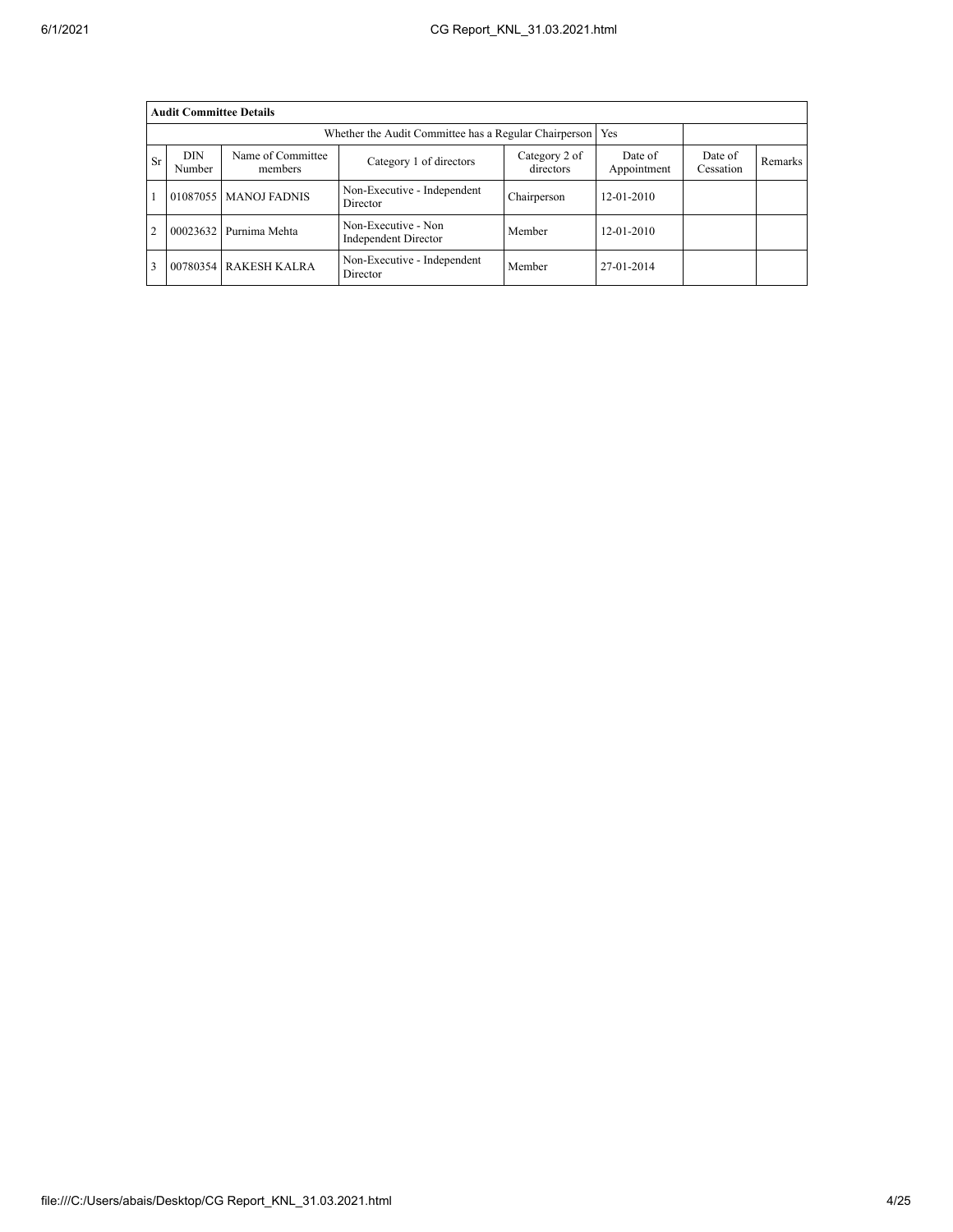| Audit Committee Details | | | | | | | |
|---|---|---|---|---|---|---|---|
| Whether the Audit Committee has a Regular Chairperson | | | | | Yes | | |
| Sr | DIN Number | Name of Committee members | Category 1 of directors | Category 2 of directors | Date of Appointment | Date of Cessation | Remarks |
| 1 | 01087055 | MANOJ FADNIS | Non-Executive - Independent Director | Chairperson | 12-01-2010 | | |
| 2 | 00023632 | Purnima Mehta | Non-Executive - Non Independent Director | Member | 12-01-2010 | | |
| 3 | 00780354 | RAKESH KALRA | Non-Executive - Independent Director | Member | 27-01-2014 | | |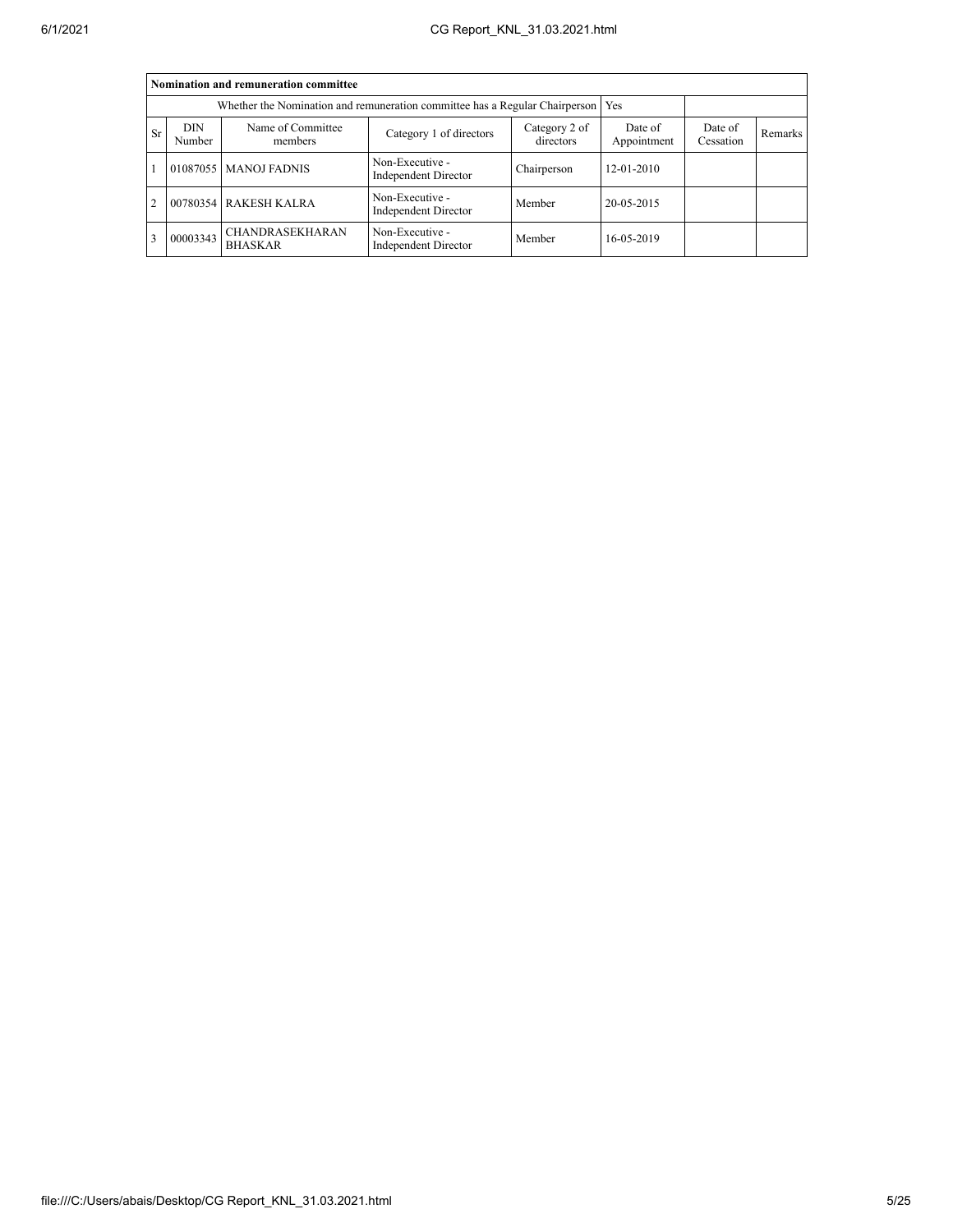| Nomination and remuneration committee | | | | | | | |
|---|---|---|---|---|---|---|---|
| Whether the Nomination and remuneration committee has a Regular Chairperson | | | | | Yes | | |
| Sr | DIN Number | Name of Committee members | Category 1 of directors | Category 2 of directors | Date of Appointment | Date of Cessation | Remarks |
| 1 | 01087055 | MANOJ FADNIS | Non-Executive - Independent Director | Chairperson | 12-01-2010 | | |
| 2 | 00780354 | RAKESH KALRA | Non-Executive - Independent Director | Member | 20-05-2015 | | |
| 3 | 00003343 | CHANDRASEKHARAN BHASKAR | Non-Executive - Independent Director | Member | 16-05-2019 | | |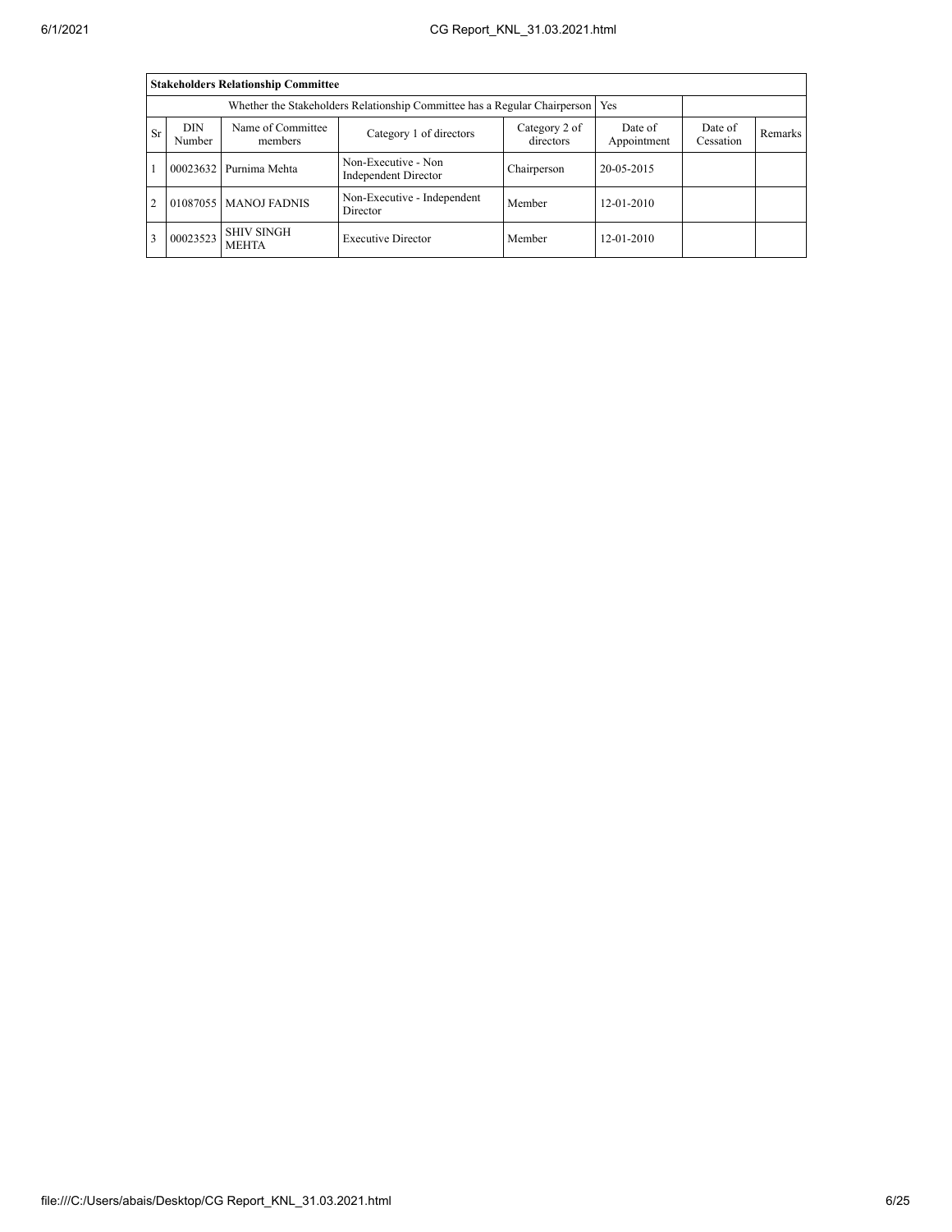| **Stakeholders Relationship Committee** | | | | | | | |
|---|---|---|---|---|---|---|---|
| Whether the Stakeholders Relationship Committee has a Regular Chairperson | | | | | Yes | | |
| Sr | DIN Number | Name of Committee members | Category 1 of directors | Category 2 of directors | Date of Appointment | Date of Cessation | Remarks |
| 1 | 00023632 | Purnima Mehta | Non-Executive - Non Independent Director | Chairperson | 20-05-2015 | | |
| 2 | 01087055 | MANOJ FADNIS | Non-Executive - Independent Director | Member | 12-01-2010 | | |
| 3 | 00023523 | SHIV SINGH MEHTA | Executive Director | Member | 12-01-2010 | | |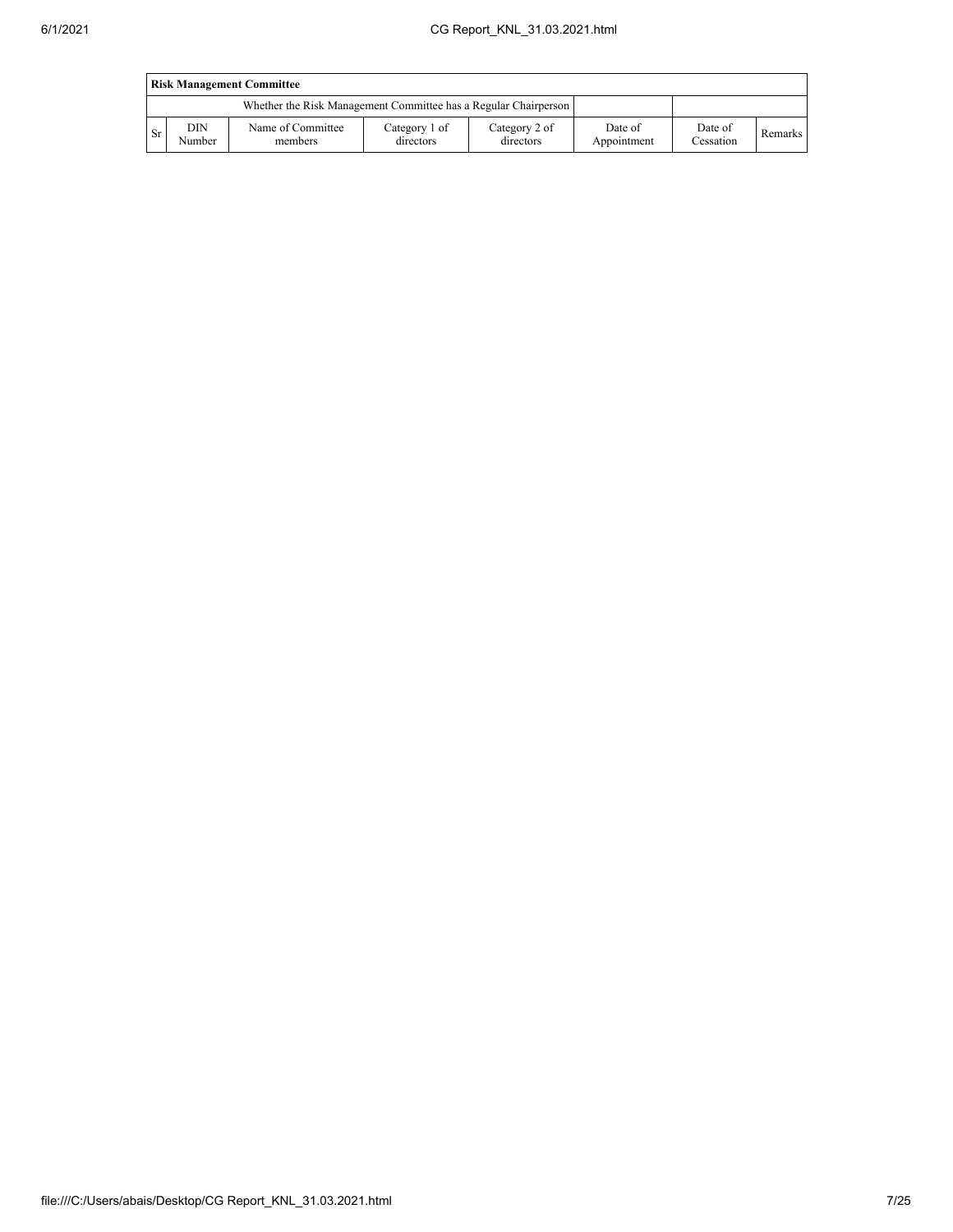| Risk Management Committee | | | | | | | |
|---|---|---|---|---|---|---|---|
| Whether the Risk Management Committee has a Regular Chairperson | | | | | | | |
| Sr | DIN Number | Name of Committee members | Category 1 of directors | Category 2 of directors | Date of Appointment | Date of Cessation | Remarks |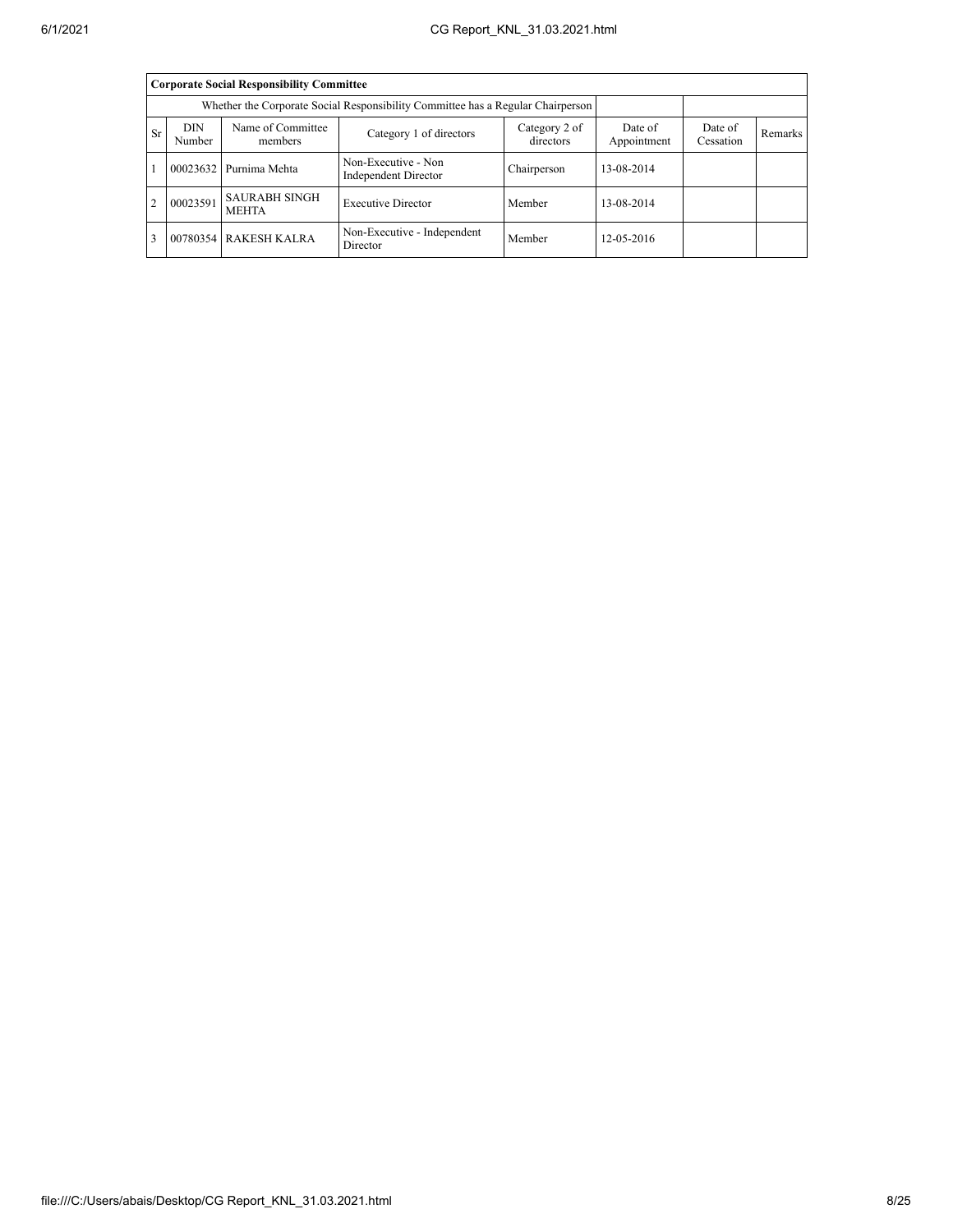| Corporate Social Responsibility Committee | | | | | | | |
|---|---|---|---|---|---|---|---|
| Whether the Corporate Social Responsibility Committee has a Regular Chairperson | | | | | | | |
| Sr | DIN Number | Name of Committee members | Category 1 of directors | Category 2 of directors | Date of Appointment | Date of Cessation | Remarks |
| 1 | 00023632 | Purnima Mehta | Non-Executive - Non Independent Director | Chairperson | 13-08-2014 | | |
| 2 | 00023591 | SAURABH SINGH MEHTA | Executive Director | Member | 13-08-2014 | | |
| 3 | 00780354 | RAKESH KALRA | Non-Executive - Independent Director | Member | 12-05-2016 | | |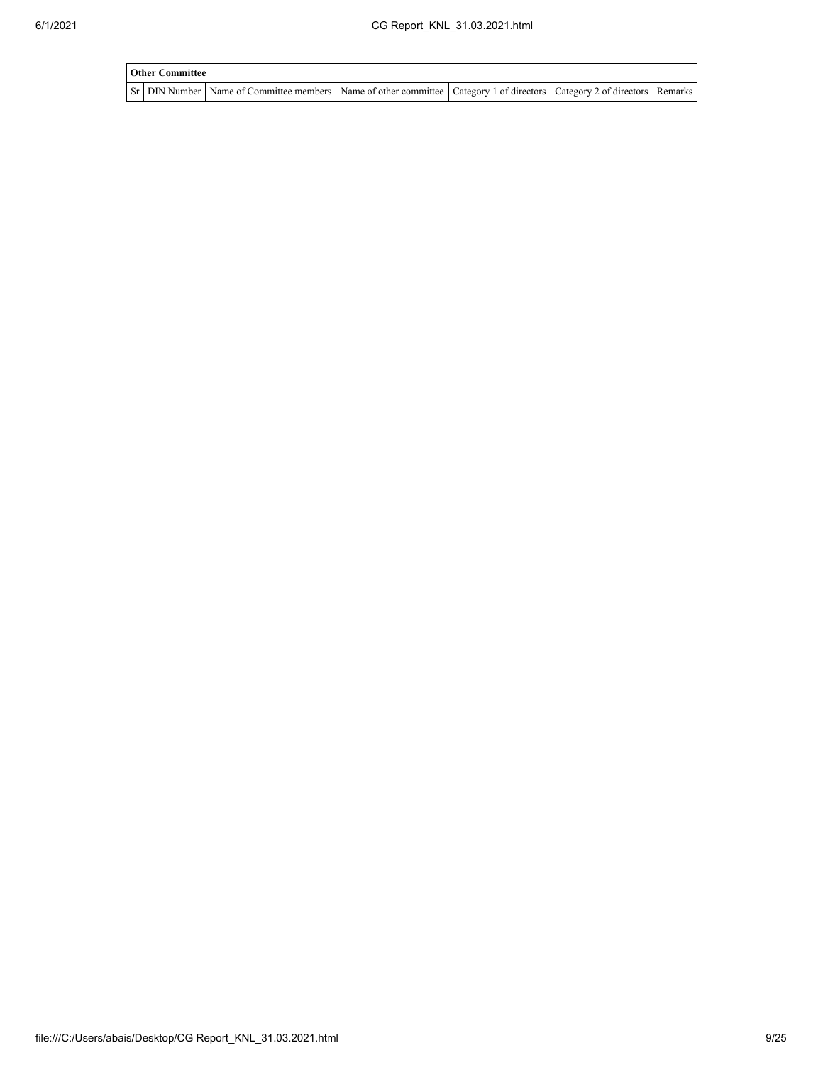| Other Committee | | | | | | |
|---|---|---|---|---|---|---|
| Sr | DIN Number | Name of Committee members | Name of other committee | Category 1 of directors | Category 2 of directors | Remarks |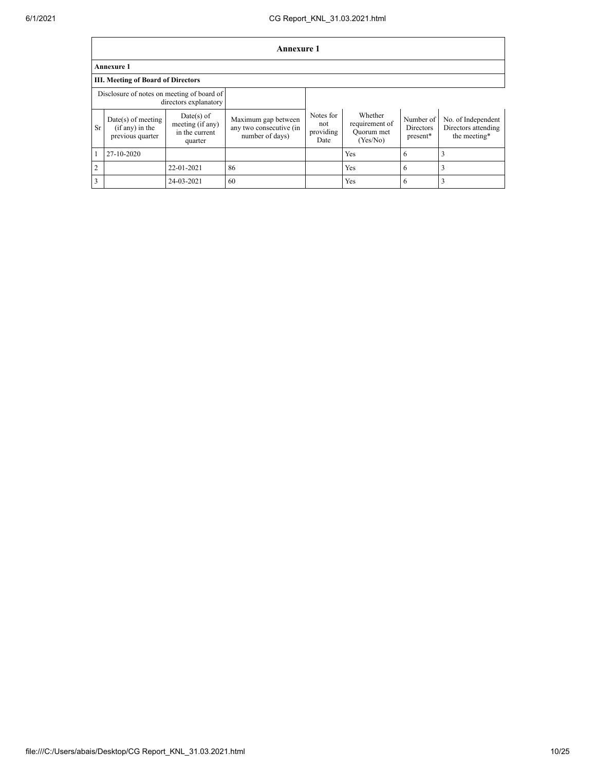## Annexure 1

### Annexure 1

### III. Meeting of Board of Directors

| Disclosure of notes on meeting of board of directors explanatory | | | | | | | |
|---|---|---|---|---|---|---|---|
| Sr | Date(s) of meeting (if any) in the previous quarter | Date(s) of meeting (if any) in the current quarter | Maximum gap between any two consecutive (in number of days) | Notes for not providing Date | Whether requirement of Quorum met (Yes/No) | Number of Directors present* | No. of Independent Directors attending the meeting* |
| 1 | 27-10-2020 | | | | Yes | 6 | 3 |
| 2 | | 22-01-2021 | 86 | | Yes | 6 | 3 |
| 3 | | 24-03-2021 | 60 | | Yes | 6 | 3 |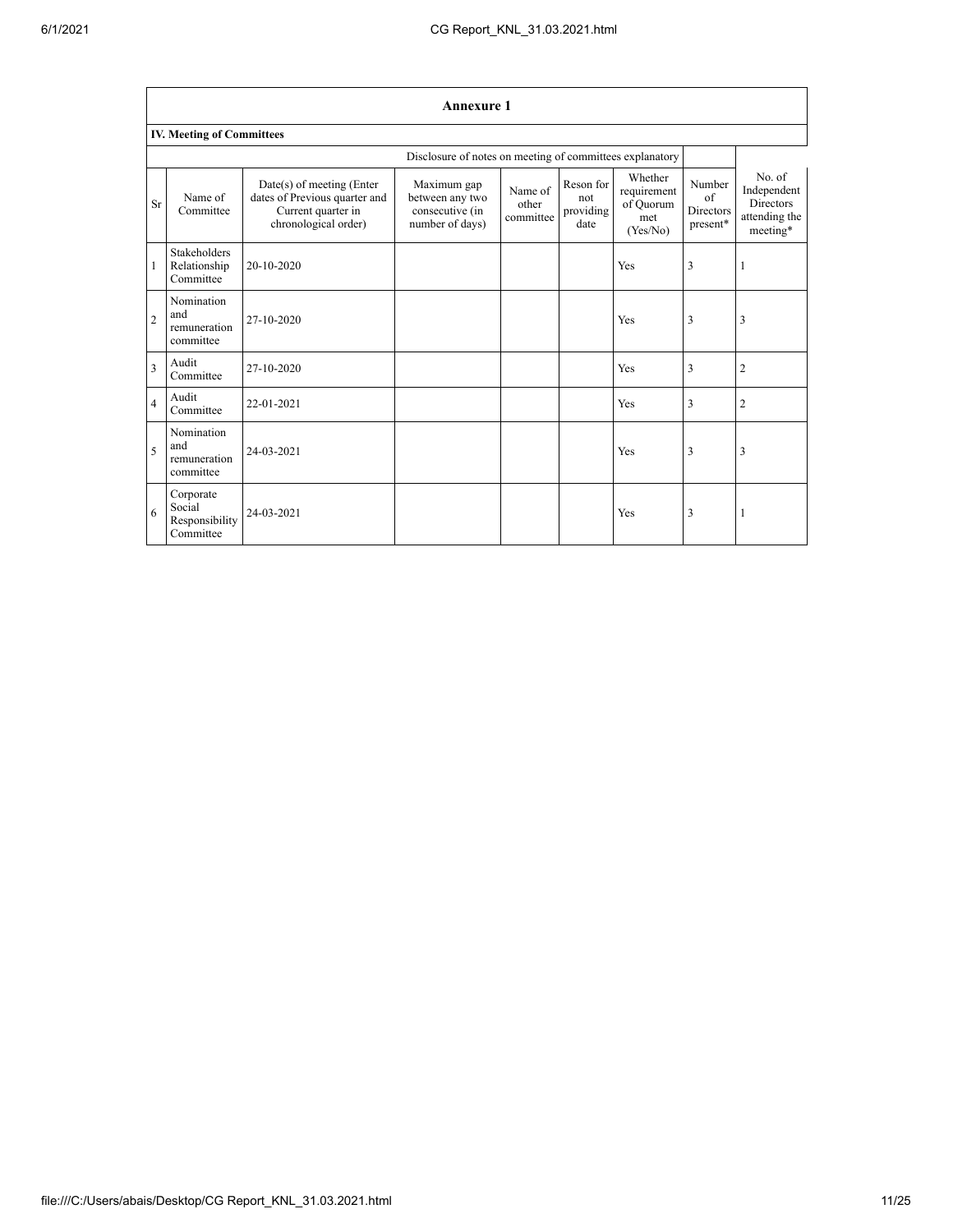## Annexure 1

### IV. Meeting of Committees

Disclosure of notes on meeting of committees explanatory

| Sr | Name of Committee | Date(s) of meeting (Enter dates of Previous quarter and Current quarter in chronological order) | Maximum gap between any two consecutive (in number of days) | Name of other committee | Reson for not providing date | Whether requirement of Quorum met (Yes/No) | Number of Directors present* | No. of Independent Directors attending the meeting* |
|---|---|---|---|---|---|---|---|---|
| 1 | Stakeholders Relationship Committee | 20-10-2020 | | | | Yes | 3 | 1 |
| 2 | Nomination and remuneration committee | 27-10-2020 | | | | Yes | 3 | 3 |
| 3 | Audit Committee | 27-10-2020 | | | | Yes | 3 | 2 |
| 4 | Audit Committee | 22-01-2021 | | | | Yes | 3 | 2 |
| 5 | Nomination and remuneration committee | 24-03-2021 | | | | Yes | 3 | 3 |
| 6 | Corporate Social Responsibility Committee | 24-03-2021 | | | | Yes | 3 | 1 |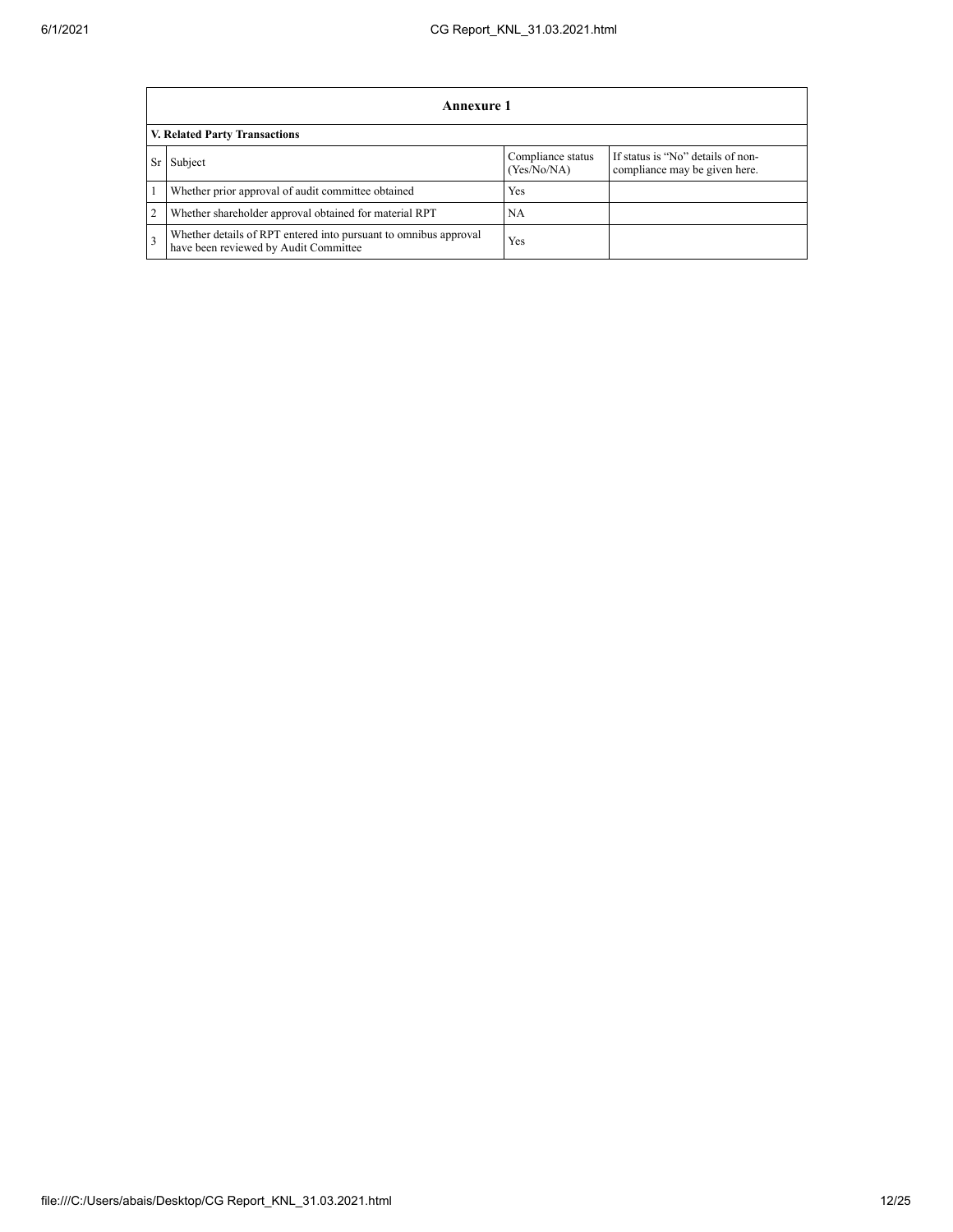| Annexure 1 | | | |
|---|---|---|---|
| **V. Related Party Transactions** | | | |
| Sr | Subject | Compliance status (Yes/No/NA) | If status is "No" details of non-compliance may be given here. |
| 1 | Whether prior approval of audit committee obtained | Yes | |
| 2 | Whether shareholder approval obtained for material RPT | NA | |
| 3 | Whether details of RPT entered into pursuant to omnibus approval have been reviewed by Audit Committee | Yes | |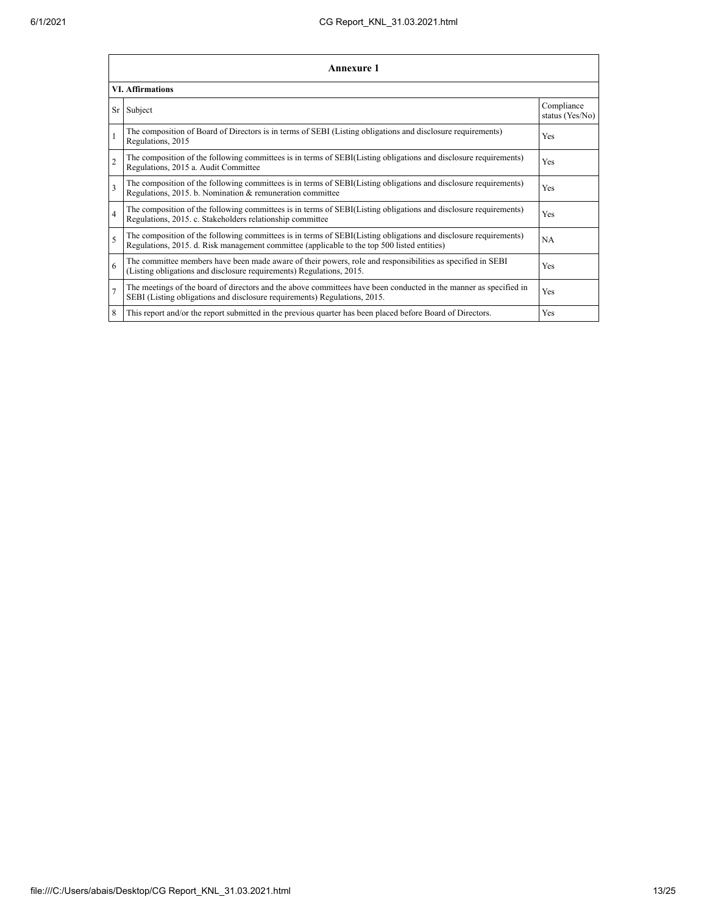## Annexure 1

### VI. Affirmations

| Sr | Subject | Compliance status (Yes/No) |
|---|---|---|
| 1 | The composition of Board of Directors is in terms of SEBI (Listing obligations and disclosure requirements) Regulations, 2015 | Yes |
| 2 | The composition of the following committees is in terms of SEBI(Listing obligations and disclosure requirements) Regulations, 2015 a. Audit Committee | Yes |
| 3 | The composition of the following committees is in terms of SEBI(Listing obligations and disclosure requirements) Regulations, 2015. b. Nomination & remuneration committee | Yes |
| 4 | The composition of the following committees is in terms of SEBI(Listing obligations and disclosure requirements) Regulations, 2015. c. Stakeholders relationship committee | Yes |
| 5 | The composition of the following committees is in terms of SEBI(Listing obligations and disclosure requirements) Regulations, 2015. d. Risk management committee (applicable to the top 500 listed entities) | NA |
| 6 | The committee members have been made aware of their powers, role and responsibilities as specified in SEBI (Listing obligations and disclosure requirements) Regulations, 2015. | Yes |
| 7 | The meetings of the board of directors and the above committees have been conducted in the manner as specified in SEBI (Listing obligations and disclosure requirements) Regulations, 2015. | Yes |
| 8 | This report and/or the report submitted in the previous quarter has been placed before Board of Directors. | Yes |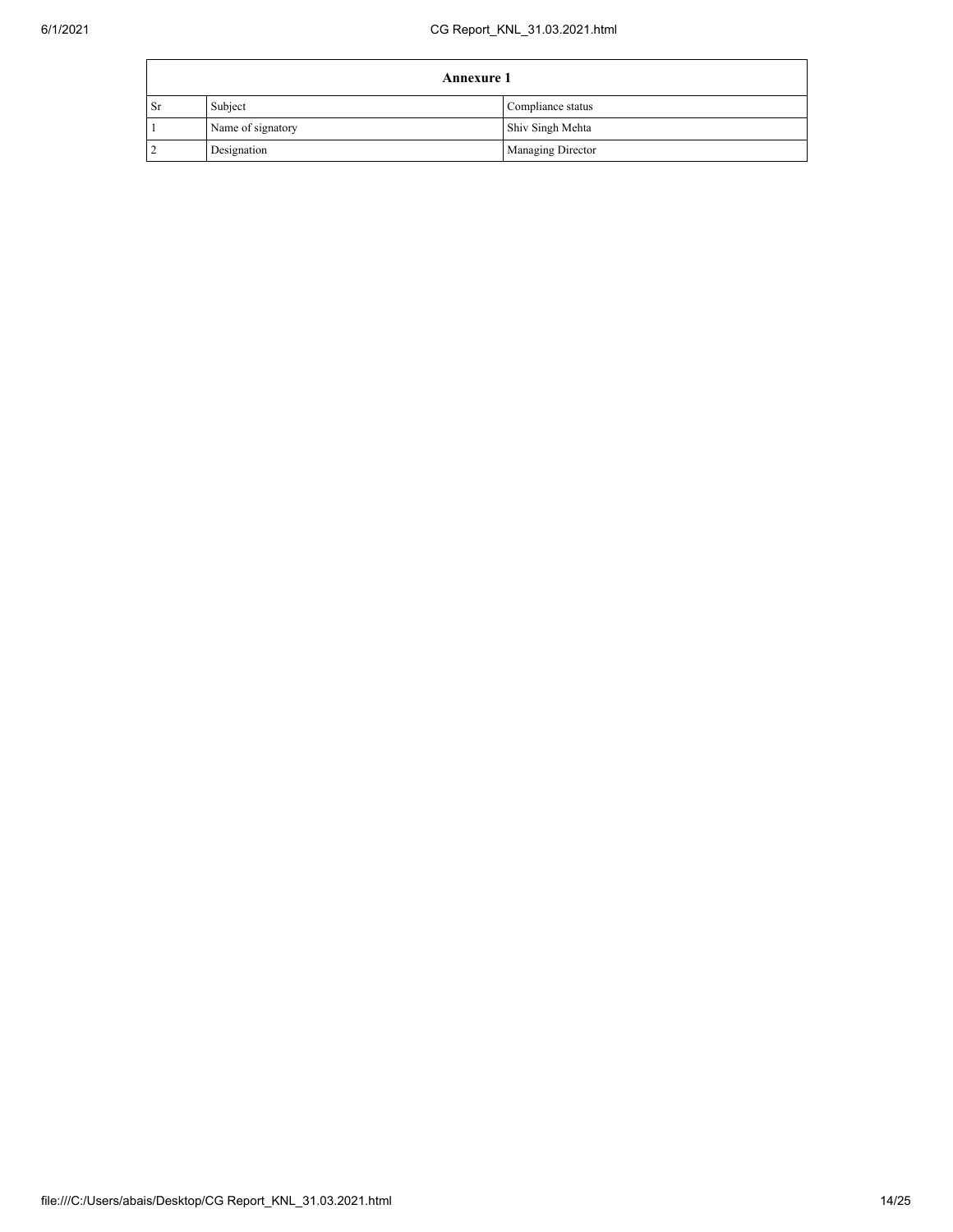| Annexure 1 | | |
|---|---|---|
| Sr | Subject | Compliance status |
| 1 | Name of signatory | Shiv Singh Mehta |
| 2 | Designation | Managing Director |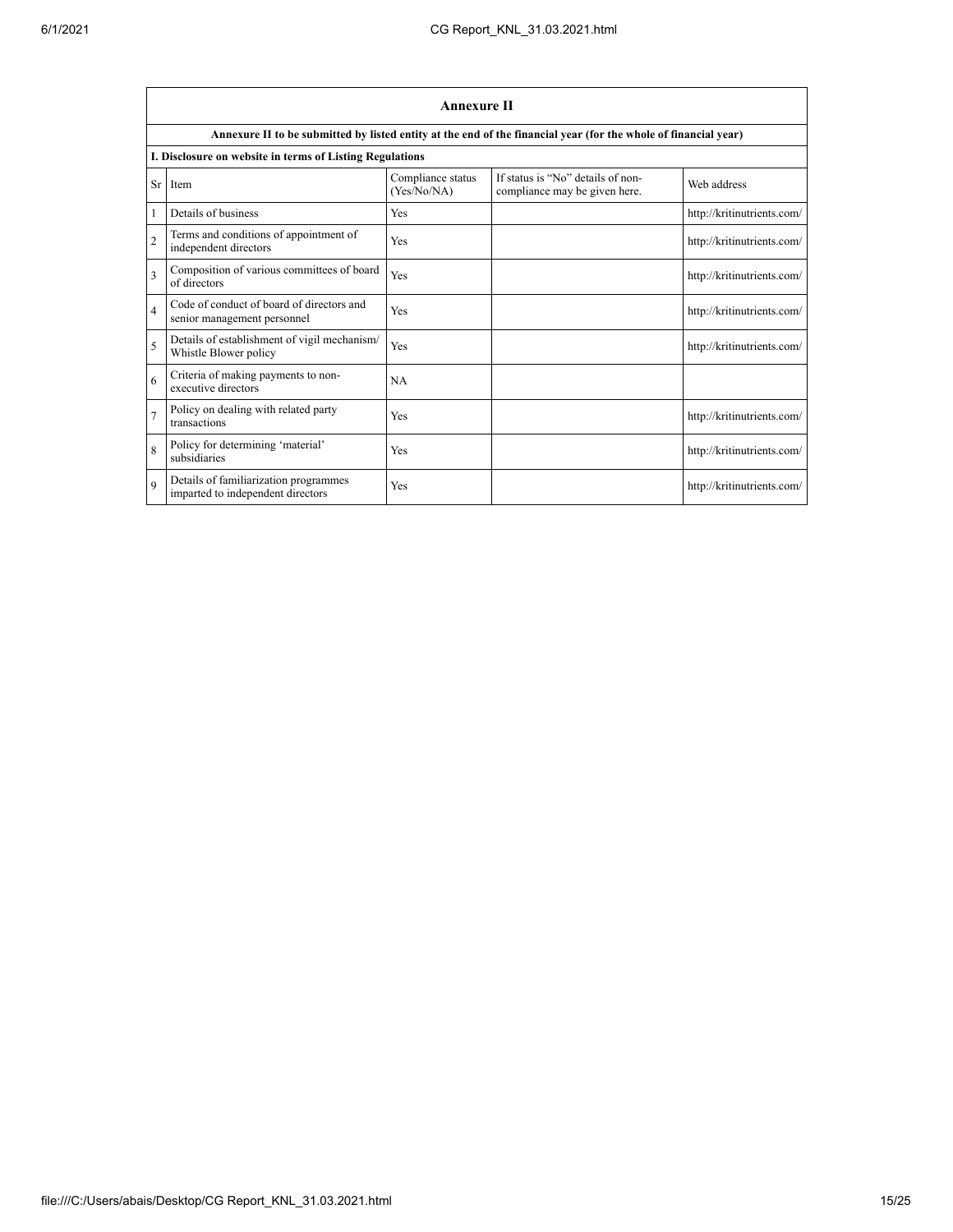| Annexure II | | | | |
|---|---|---|---|---|
| **Annexure II to be submitted by listed entity at the end of the financial year (for the whole of financial year)** | | | | |
| **I. Disclosure on website in terms of Listing Regulations** | | | | |
| Sr | Item | Compliance status (Yes/No/NA) | If status is "No" details of non-compliance may be given here. | Web address |
| 1 | Details of business | Yes | | http://kritinutrients.com/ |
| 2 | Terms and conditions of appointment of independent directors | Yes | | http://kritinutrients.com/ |
| 3 | Composition of various committees of board of directors | Yes | | http://kritinutrients.com/ |
| 4 | Code of conduct of board of directors and senior management personnel | Yes | | http://kritinutrients.com/ |
| 5 | Details of establishment of vigil mechanism/ Whistle Blower policy | Yes | | http://kritinutrients.com/ |
| 6 | Criteria of making payments to non-executive directors | NA | | |
| 7 | Policy on dealing with related party transactions | Yes | | http://kritinutrients.com/ |
| 8 | Policy for determining 'material' subsidiaries | Yes | | http://kritinutrients.com/ |
| 9 | Details of familiarization programmes imparted to independent directors | Yes | | http://kritinutrients.com/ |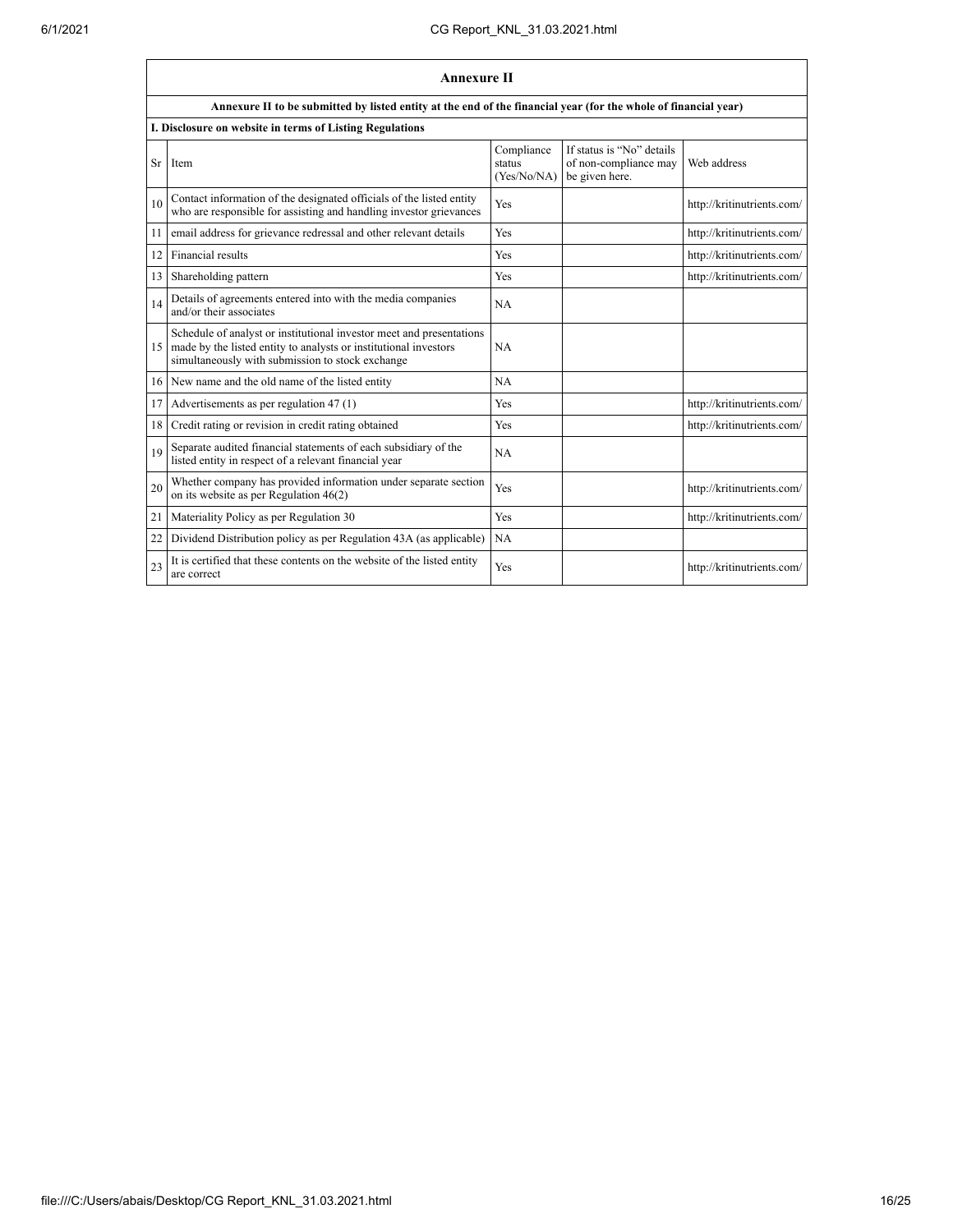## Annexure II

**Annexure II to be submitted by listed entity at the end of the financial year (for the whole of financial year)**

**I. Disclosure on website in terms of Listing Regulations**

| Sr | Item | Compliance status (Yes/No/NA) | If status is "No" details of non-compliance may be given here. | Web address |
|---|---|---|---|---|
| 10 | Contact information of the designated officials of the listed entity who are responsible for assisting and handling investor grievances | Yes | | http://kritinutrients.com/ |
| 11 | email address for grievance redressal and other relevant details | Yes | | http://kritinutrients.com/ |
| 12 | Financial results | Yes | | http://kritinutrients.com/ |
| 13 | Shareholding pattern | Yes | | http://kritinutrients.com/ |
| 14 | Details of agreements entered into with the media companies and/or their associates | NA | | |
| 15 | Schedule of analyst or institutional investor meet and presentations made by the listed entity to analysts or institutional investors simultaneously with submission to stock exchange | NA | | |
| 16 | New name and the old name of the listed entity | NA | | |
| 17 | Advertisements as per regulation 47 (1) | Yes | | http://kritinutrients.com/ |
| 18 | Credit rating or revision in credit rating obtained | Yes | | http://kritinutrients.com/ |
| 19 | Separate audited financial statements of each subsidiary of the listed entity in respect of a relevant financial year | NA | | |
| 20 | Whether company has provided information under separate section on its website as per Regulation 46(2) | Yes | | http://kritinutrients.com/ |
| 21 | Materiality Policy as per Regulation 30 | Yes | | http://kritinutrients.com/ |
| 22 | Dividend Distribution policy as per Regulation 43A (as applicable) | NA | | |
| 23 | It is certified that these contents on the website of the listed entity are correct | Yes | | http://kritinutrients.com/ |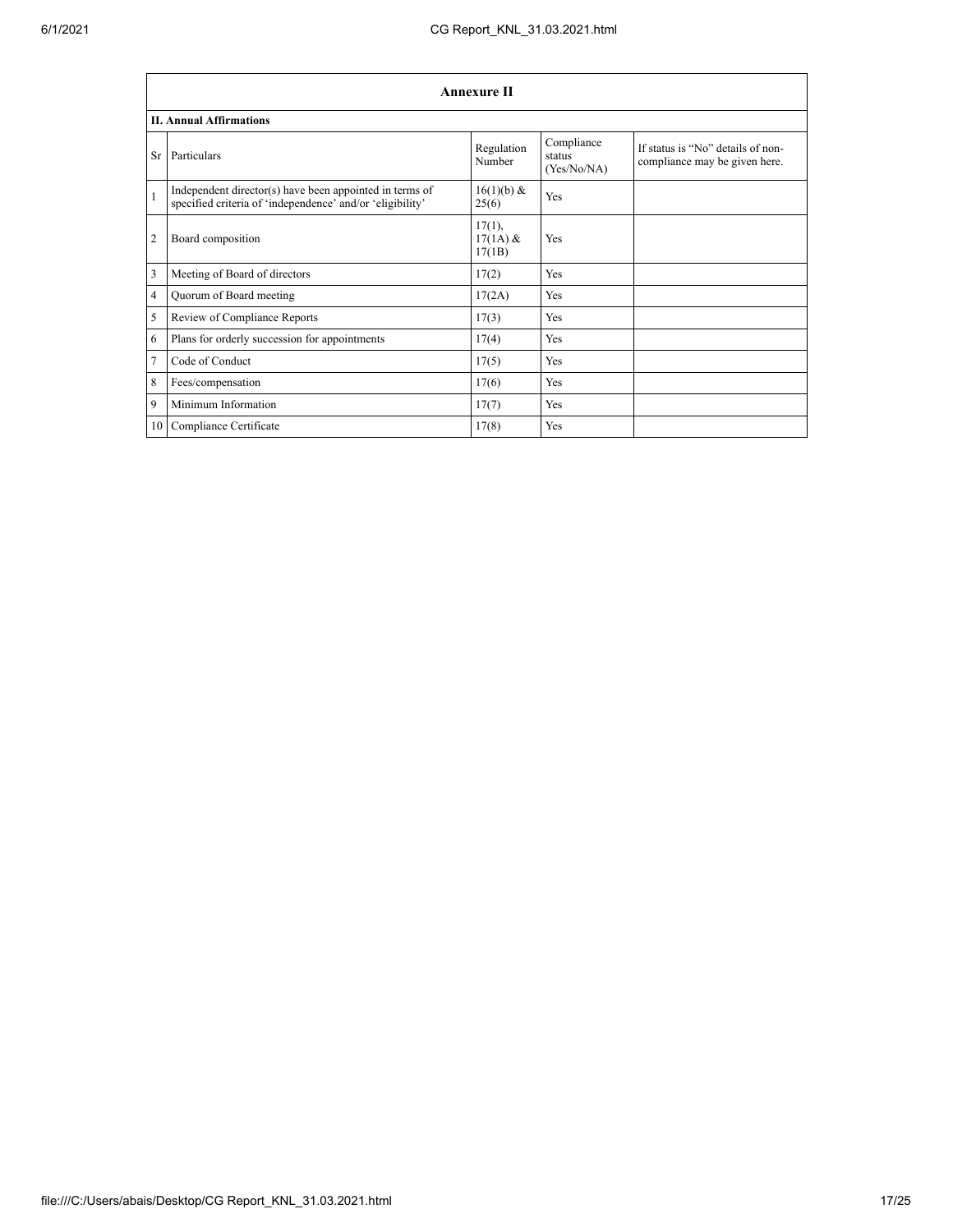## Annexure II

### II. Annual Affirmations

| Sr | Particulars | Regulation Number | Compliance status (Yes/No/NA) | If status is "No" details of non-compliance may be given here. |
|---|---|---|---|---|
| 1 | Independent director(s) have been appointed in terms of specified criteria of 'independence' and/or 'eligibility' | 16(1)(b) & 25(6) | Yes | |
| 2 | Board composition | 17(1), 17(1A) & 17(1B) | Yes | |
| 3 | Meeting of Board of directors | 17(2) | Yes | |
| 4 | Quorum of Board meeting | 17(2A) | Yes | |
| 5 | Review of Compliance Reports | 17(3) | Yes | |
| 6 | Plans for orderly succession for appointments | 17(4) | Yes | |
| 7 | Code of Conduct | 17(5) | Yes | |
| 8 | Fees/compensation | 17(6) | Yes | |
| 9 | Minimum Information | 17(7) | Yes | |
| 10 | Compliance Certificate | 17(8) | Yes | |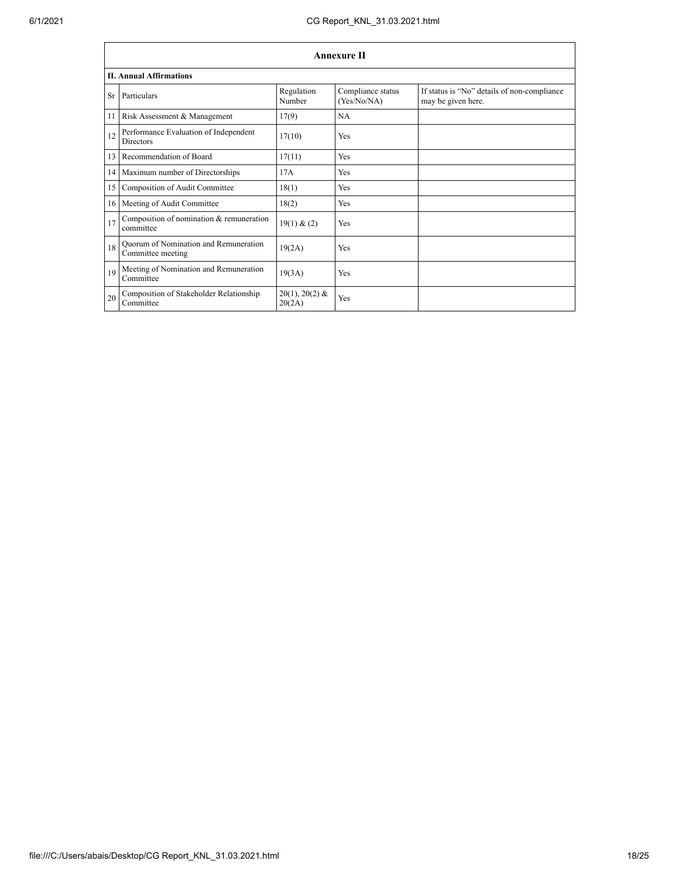## Annexure II

### II. Annual Affirmations

| Sr | Particulars | Regulation Number | Compliance status (Yes/No/NA) | If status is "No" details of non-compliance may be given here. |
|---|---|---|---|---|
| 11 | Risk Assessment & Management | 17(9) | NA | |
| 12 | Performance Evaluation of Independent Directors | 17(10) | Yes | |
| 13 | Recommendation of Board | 17(11) | Yes | |
| 14 | Maximum number of Directorships | 17A | Yes | |
| 15 | Composition of Audit Committee | 18(1) | Yes | |
| 16 | Meeting of Audit Committee | 18(2) | Yes | |
| 17 | Composition of nomination & remuneration committee | 19(1) & (2) | Yes | |
| 18 | Quorum of Nomination and Remuneration Committee meeting | 19(2A) | Yes | |
| 19 | Meeting of Nomination and Remuneration Committee | 19(3A) | Yes | |
| 20 | Composition of Stakeholder Relationship Committee | 20(1), 20(2) & 20(2A) | Yes | |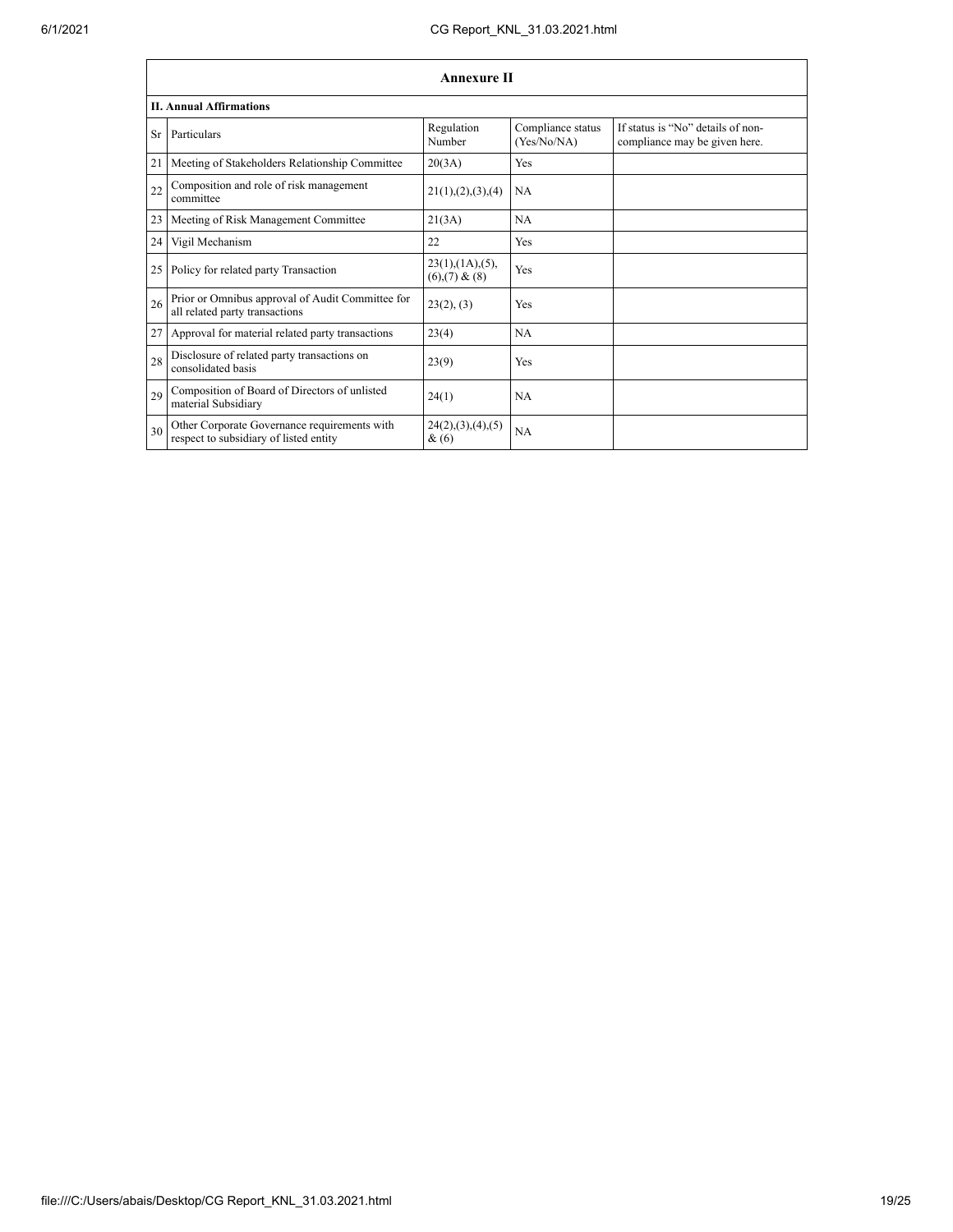## Annexure II

### II. Annual Affirmations

| Sr | Particulars | Regulation Number | Compliance status (Yes/No/NA) | If status is "No" details of non-compliance may be given here. |
|---|---|---|---|---|
| 21 | Meeting of Stakeholders Relationship Committee | 20(3A) | Yes | |
| 22 | Composition and role of risk management committee | 21(1),(2),(3),(4) | NA | |
| 23 | Meeting of Risk Management Committee | 21(3A) | NA | |
| 24 | Vigil Mechanism | 22 | Yes | |
| 25 | Policy for related party Transaction | 23(1),(1A),(5),(6),(7) & (8) | Yes | |
| 26 | Prior or Omnibus approval of Audit Committee for all related party transactions | 23(2), (3) | Yes | |
| 27 | Approval for material related party transactions | 23(4) | NA | |
| 28 | Disclosure of related party transactions on consolidated basis | 23(9) | Yes | |
| 29 | Composition of Board of Directors of unlisted material Subsidiary | 24(1) | NA | |
| 30 | Other Corporate Governance requirements with respect to subsidiary of listed entity | 24(2),(3),(4),(5) & (6) | NA | |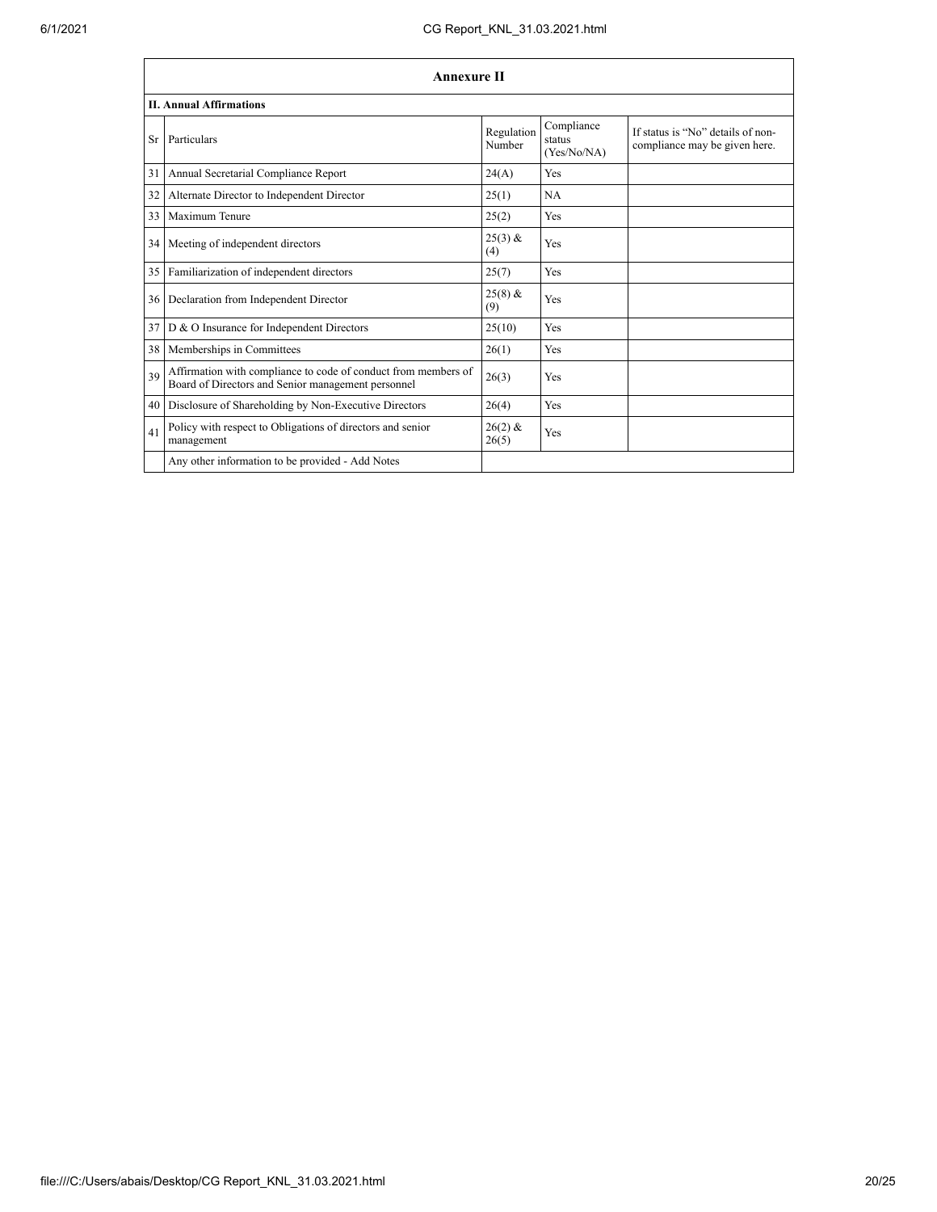## Annexure II

### II. Annual Affirmations

| Sr | Particulars | Regulation Number | Compliance status (Yes/No/NA) | If status is "No" details of non-compliance may be given here. |
|---|---|---|---|---|
| 31 | Annual Secretarial Compliance Report | 24(A) | Yes | |
| 32 | Alternate Director to Independent Director | 25(1) | NA | |
| 33 | Maximum Tenure | 25(2) | Yes | |
| 34 | Meeting of independent directors | 25(3) & (4) | Yes | |
| 35 | Familiarization of independent directors | 25(7) | Yes | |
| 36 | Declaration from Independent Director | 25(8) & (9) | Yes | |
| 37 | D & O Insurance for Independent Directors | 25(10) | Yes | |
| 38 | Memberships in Committees | 26(1) | Yes | |
| 39 | Affirmation with compliance to code of conduct from members of Board of Directors and Senior management personnel | 26(3) | Yes | |
| 40 | Disclosure of Shareholding by Non-Executive Directors | 26(4) | Yes | |
| 41 | Policy with respect to Obligations of directors and senior management | 26(2) & 26(5) | Yes | |
| | Any other information to be provided - Add Notes | | | |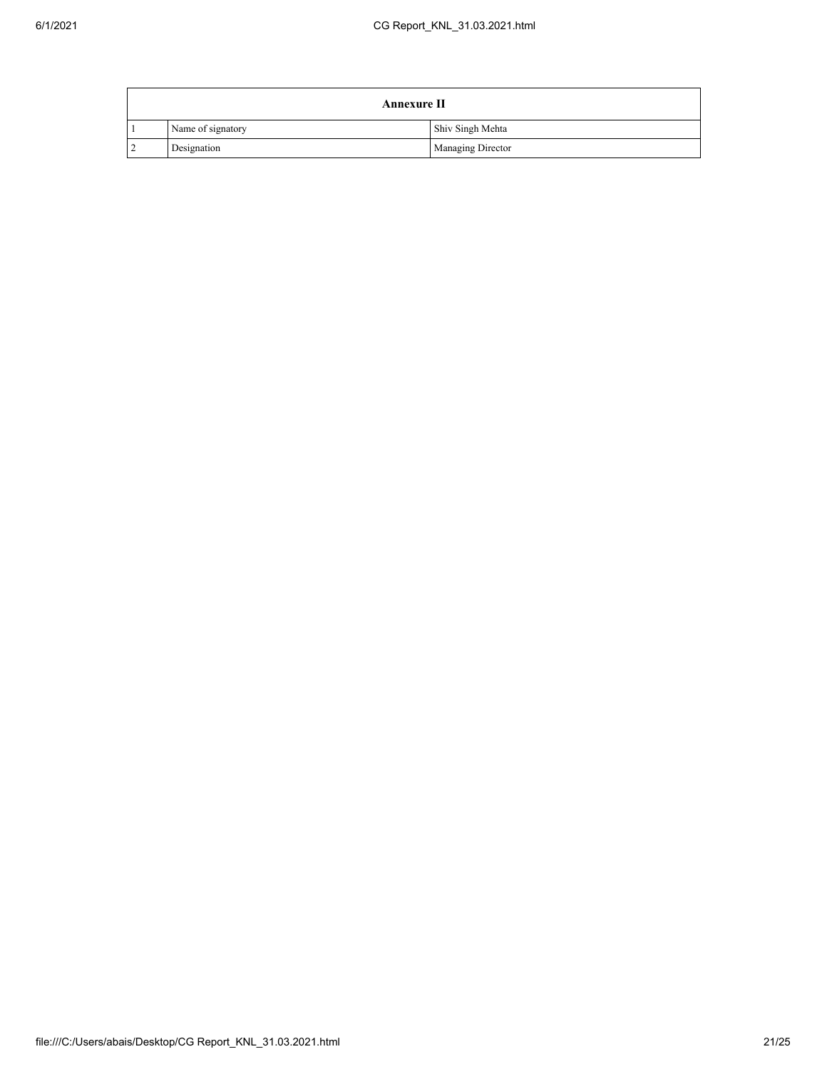| Annexure II | | |
|---|---|---|
| 1 | Name of signatory | Shiv Singh Mehta |
| 2 | Designation | Managing Director |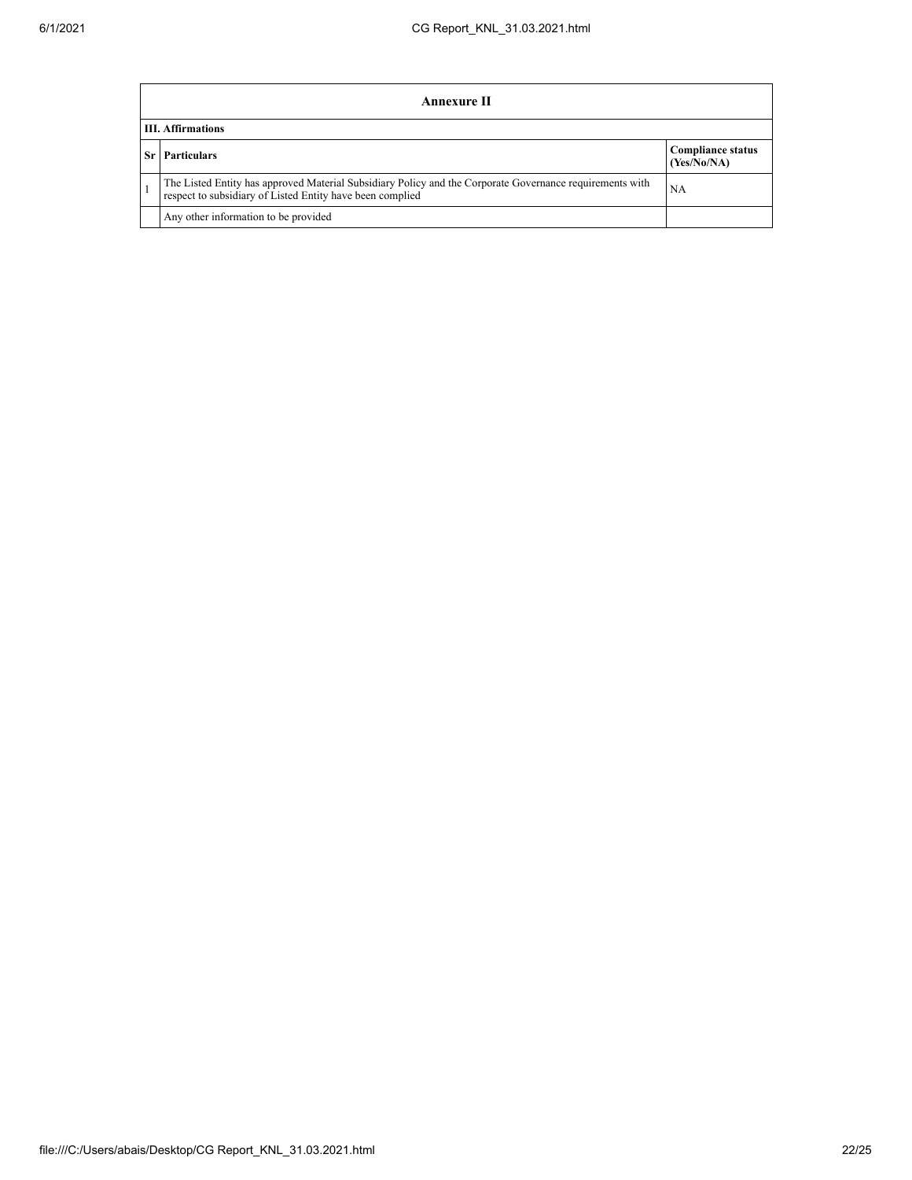## Annexure II

**III. Affirmations**

| Sr | Particulars | Compliance status (Yes/No/NA) |
|---|---|---|
| 1 | The Listed Entity has approved Material Subsidiary Policy and the Corporate Governance requirements with respect to subsidiary of Listed Entity have been complied | NA |
| | Any other information to be provided | |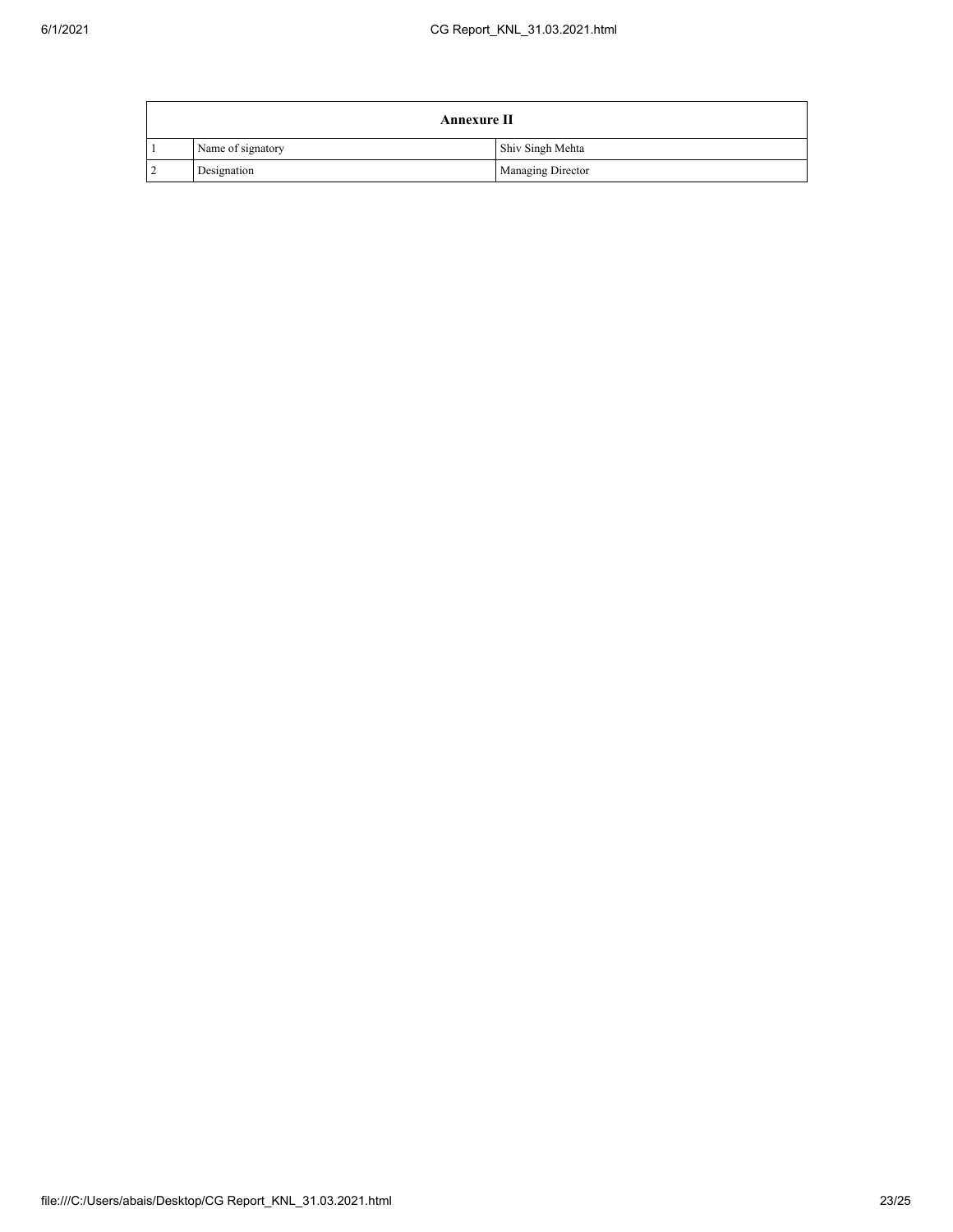| Annexure II | | |
|---|---|---|
| 1 | Name of signatory | Shiv Singh Mehta |
| 2 | Designation | Managing Director |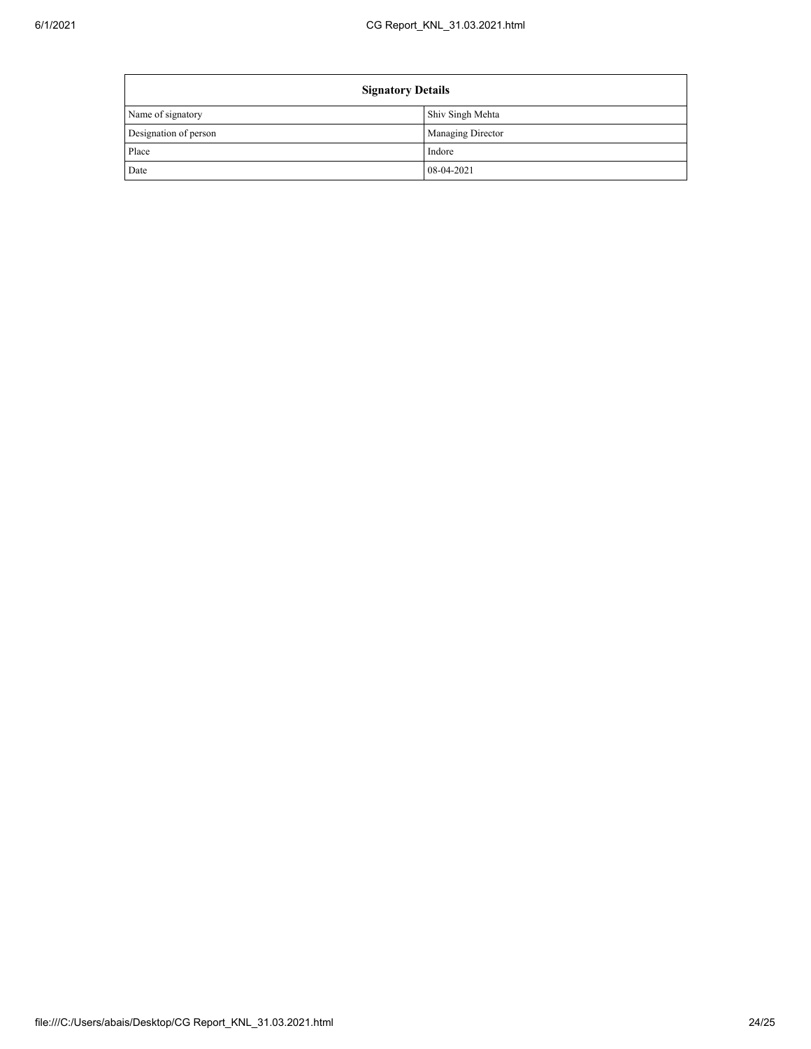| Signatory Details | |
|---|---|
| Name of signatory | Shiv Singh Mehta |
| Designation of person | Managing Director |
| Place | Indore |
| Date | 08-04-2021 |